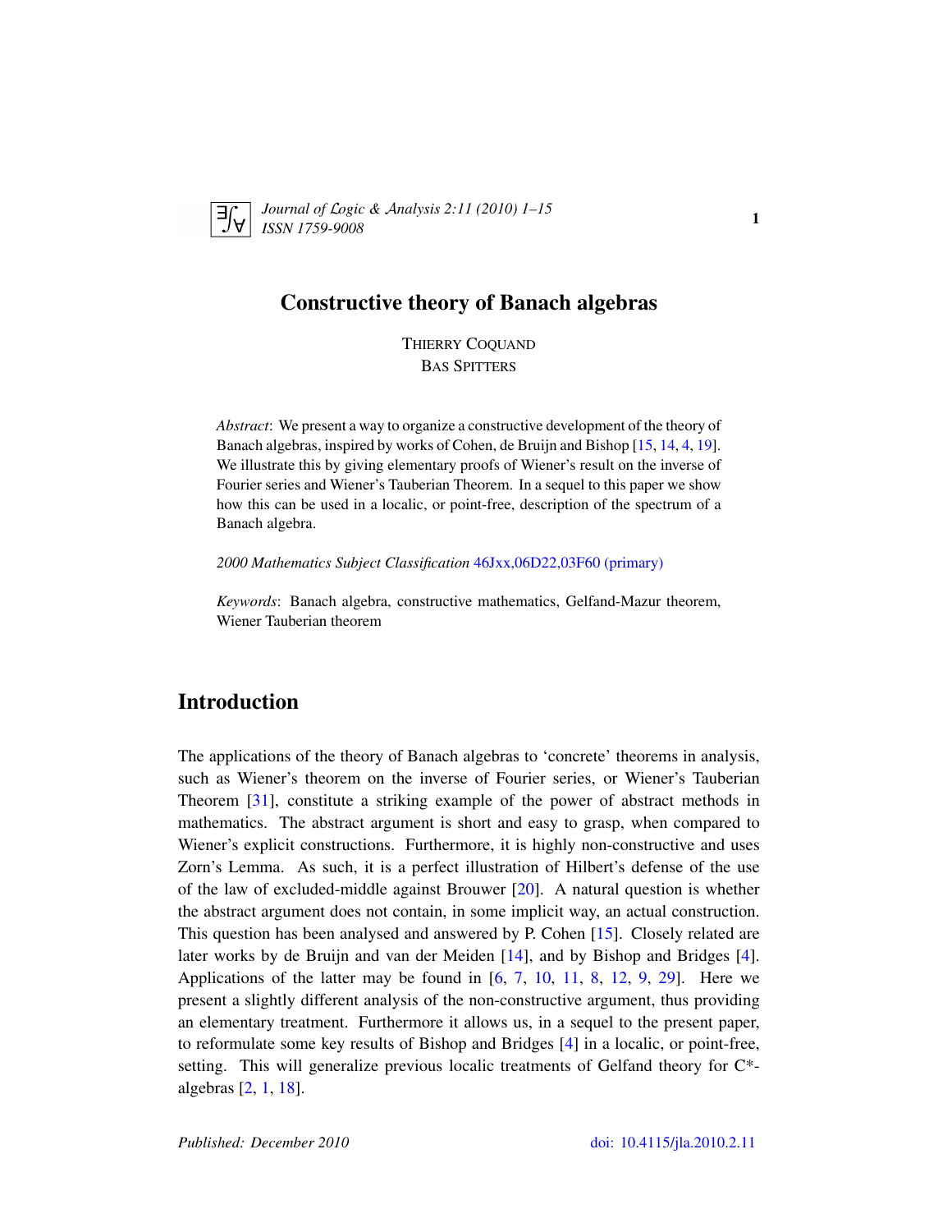# Constructive theory of Banach algebras

THIERRY COQUAND
BAS SPITTERS

*Abstract*: We present a way to organize a constructive development of the theory of Banach algebras, inspired by works of Cohen, de Bruijn and Bishop [15, 14, 4, 19]. We illustrate this by giving elementary proofs of Wiener's result on the inverse of Fourier series and Wiener's Tauberian Theorem. In a sequel to this paper we show how this can be used in a localic, or point-free, description of the spectrum of a Banach algebra.

*2000 Mathematics Subject Classification* 46Jxx,06D22,03F60 (primary)

*Keywords*: Banach algebra, constructive mathematics, Gelfand-Mazur theorem, Wiener Tauberian theorem

## Introduction

The applications of the theory of Banach algebras to 'concrete' theorems in analysis, such as Wiener's theorem on the inverse of Fourier series, or Wiener's Tauberian Theorem [31], constitute a striking example of the power of abstract methods in mathematics. The abstract argument is short and easy to grasp, when compared to Wiener's explicit constructions. Furthermore, it is highly non-constructive and uses Zorn's Lemma. As such, it is a perfect illustration of Hilbert's defense of the use of the law of excluded-middle against Brouwer [20]. A natural question is whether the abstract argument does not contain, in some implicit way, an actual construction. This question has been analysed and answered by P. Cohen [15]. Closely related are later works by de Bruijn and van der Meiden [14], and by Bishop and Bridges [4]. Applications of the latter may be found in [6, 7, 10, 11, 8, 12, 9, 29]. Here we present a slightly different analysis of the non-constructive argument, thus providing an elementary treatment. Furthermore it allows us, in a sequel to the present paper, to reformulate some key results of Bishop and Bridges [4] in a localic, or point-free, setting. This will generalize previous localic treatments of Gelfand theory for C*-algebras [2, 1, 18].

Published: December 2010 doi: 10.4115/jla.2010.2.11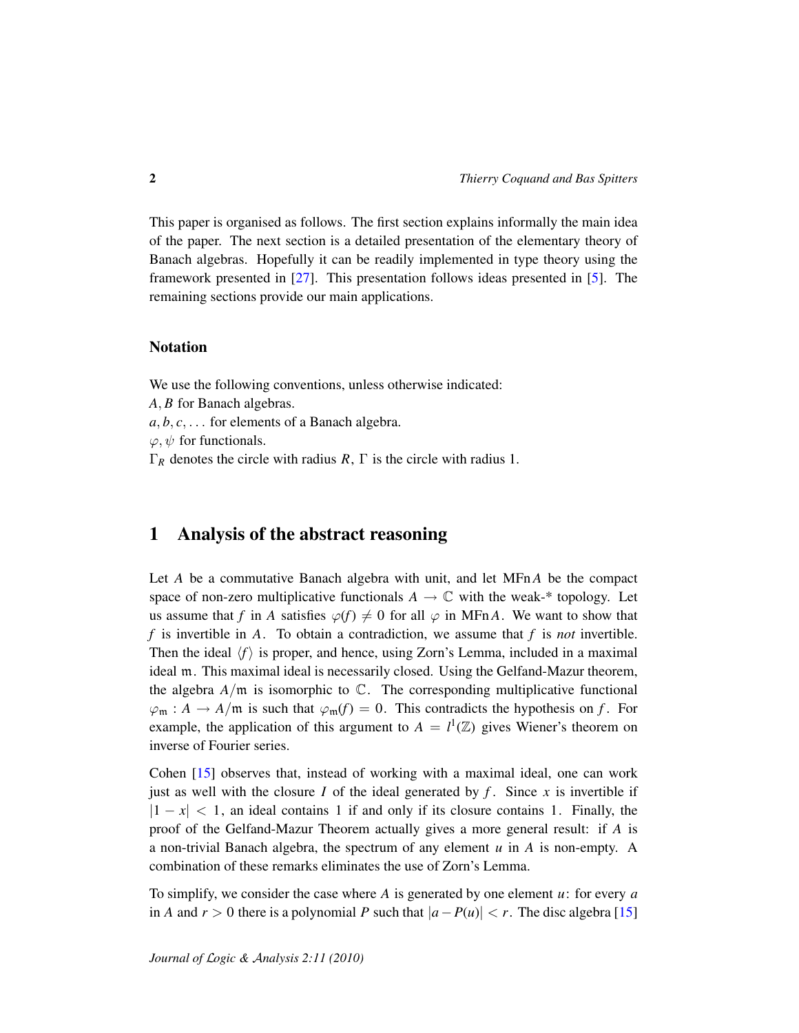This paper is organised as follows. The first section explains informally the main idea of the paper. The next section is a detailed presentation of the elementary theory of Banach algebras. Hopefully it can be readily implemented in type theory using the framework presented in [27]. This presentation follows ideas presented in [5]. The remaining sections provide our main applications.

### Notation

We use the following conventions, unless otherwise indicated:
$A, B$ for Banach algebras.
$a, b, c, \ldots$ for elements of a Banach algebra.
$\varphi, \psi$ for functionals.
$\Gamma_R$ denotes the circle with radius $R$, $\Gamma$ is the circle with radius 1.

## 1 Analysis of the abstract reasoning

Let $A$ be a commutative Banach algebra with unit, and let $\mathrm{MFn}A$ be the compact space of non-zero multiplicative functionals $A \to \mathbb{C}$ with the weak-* topology. Let us assume that $f$ in $A$ satisfies $\varphi(f) \neq 0$ for all $\varphi$ in $\mathrm{MFn}A$. We want to show that $f$ is invertible in $A$. To obtain a contradiction, we assume that $f$ is *not* invertible. Then the ideal $\langle f \rangle$ is proper, and hence, using Zorn's Lemma, included in a maximal ideal $\mathfrak{m}$. This maximal ideal is necessarily closed. Using the Gelfand-Mazur theorem, the algebra $A/\mathfrak{m}$ is isomorphic to $\mathbb{C}$. The corresponding multiplicative functional $\varphi_{\mathfrak{m}} : A \to A/\mathfrak{m}$ is such that $\varphi_{\mathfrak{m}}(f) = 0$. This contradicts the hypothesis on $f$. For example, the application of this argument to $A = l^1(\mathbb{Z})$ gives Wiener's theorem on inverse of Fourier series.

Cohen [15] observes that, instead of working with a maximal ideal, one can work just as well with the closure $I$ of the ideal generated by $f$. Since $x$ is invertible if $|1 - x| < 1$, an ideal contains 1 if and only if its closure contains 1. Finally, the proof of the Gelfand-Mazur Theorem actually gives a more general result: if $A$ is a non-trivial Banach algebra, the spectrum of any element $u$ in $A$ is non-empty. A combination of these remarks eliminates the use of Zorn's Lemma.

To simplify, we consider the case where $A$ is generated by one element $u$: for every $a$ in $A$ and $r > 0$ there is a polynomial $P$ such that $|a - P(u)| < r$. The disc algebra [15]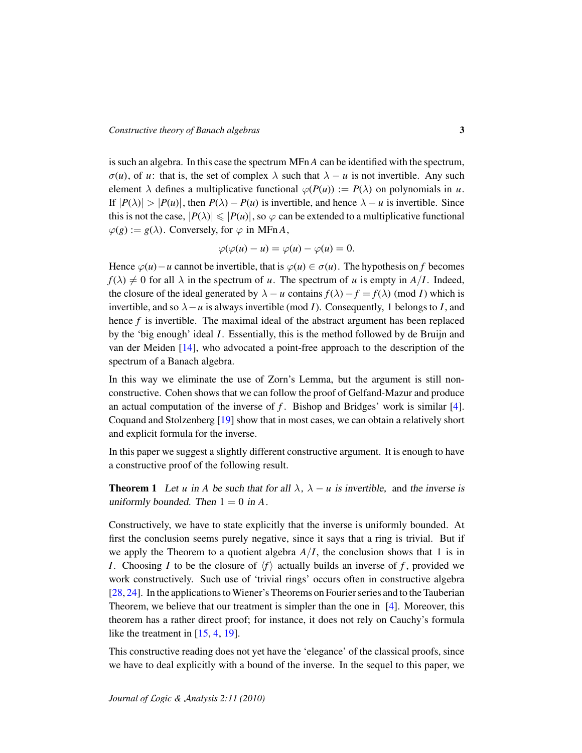is such an algebra. In this case the spectrum $\mathrm{MFn}\,A$ can be identified with the spectrum, $\sigma(u)$, of $u$: that is, the set of complex $\lambda$ such that $\lambda - u$ is not invertible. Any such element $\lambda$ defines a multiplicative functional $\varphi(P(u)) := P(\lambda)$ on polynomials in $u$. If $|P(\lambda)| > |P(u)|$, then $P(\lambda) - P(u)$ is invertible, and hence $\lambda - u$ is invertible. Since this is not the case, $|P(\lambda)| \leqslant |P(u)|$, so $\varphi$ can be extended to a multiplicative functional $\varphi(g) := g(\lambda)$. Conversely, for $\varphi$ in $\mathrm{MFn}\,A$,

$$\varphi(\varphi(u) - u) = \varphi(u) - \varphi(u) = 0.$$

Hence $\varphi(u) - u$ cannot be invertible, that is $\varphi(u) \in \sigma(u)$. The hypothesis on $f$ becomes $f(\lambda) \neq 0$ for all $\lambda$ in the spectrum of $u$. The spectrum of $u$ is empty in $A/I$. Indeed, the closure of the ideal generated by $\lambda - u$ contains $f(\lambda) - f = f(\lambda) \pmod I$ which is invertible, and so $\lambda - u$ is always invertible (mod $I$). Consequently, 1 belongs to $I$, and hence $f$ is invertible. The maximal ideal of the abstract argument has been replaced by the 'big enough' ideal $I$. Essentially, this is the method followed by de Bruijn and van der Meiden [14], who advocated a point-free approach to the description of the spectrum of a Banach algebra.

In this way we eliminate the use of Zorn's Lemma, but the argument is still non-constructive. Cohen shows that we can follow the proof of Gelfand-Mazur and produce an actual computation of the inverse of $f$. Bishop and Bridges' work is similar [4]. Coquand and Stolzenberg [19] show that in most cases, we can obtain a relatively short and explicit formula for the inverse.

In this paper we suggest a slightly different constructive argument. It is enough to have a constructive proof of the following result.

**Theorem 1** *Let $u$ in $A$ be such that for all $\lambda$, $\lambda - u$ is invertible, and the inverse is uniformly bounded. Then $1 = 0$ in $A$.*

Constructively, we have to state explicitly that the inverse is uniformly bounded. At first the conclusion seems purely negative, since it says that a ring is trivial. But if we apply the Theorem to a quotient algebra $A/I$, the conclusion shows that 1 is in $I$. Choosing $I$ to be the closure of $\langle f \rangle$ actually builds an inverse of $f$, provided we work constructively. Such use of 'trivial rings' occurs often in constructive algebra [28, 24]. In the applications to Wiener's Theorems on Fourier series and to the Tauberian Theorem, we believe that our treatment is simpler than the one in [4]. Moreover, this theorem has a rather direct proof; for instance, it does not rely on Cauchy's formula like the treatment in [15, 4, 19].

This constructive reading does not yet have the 'elegance' of the classical proofs, since we have to deal explicitly with a bound of the inverse. In the sequel to this paper, we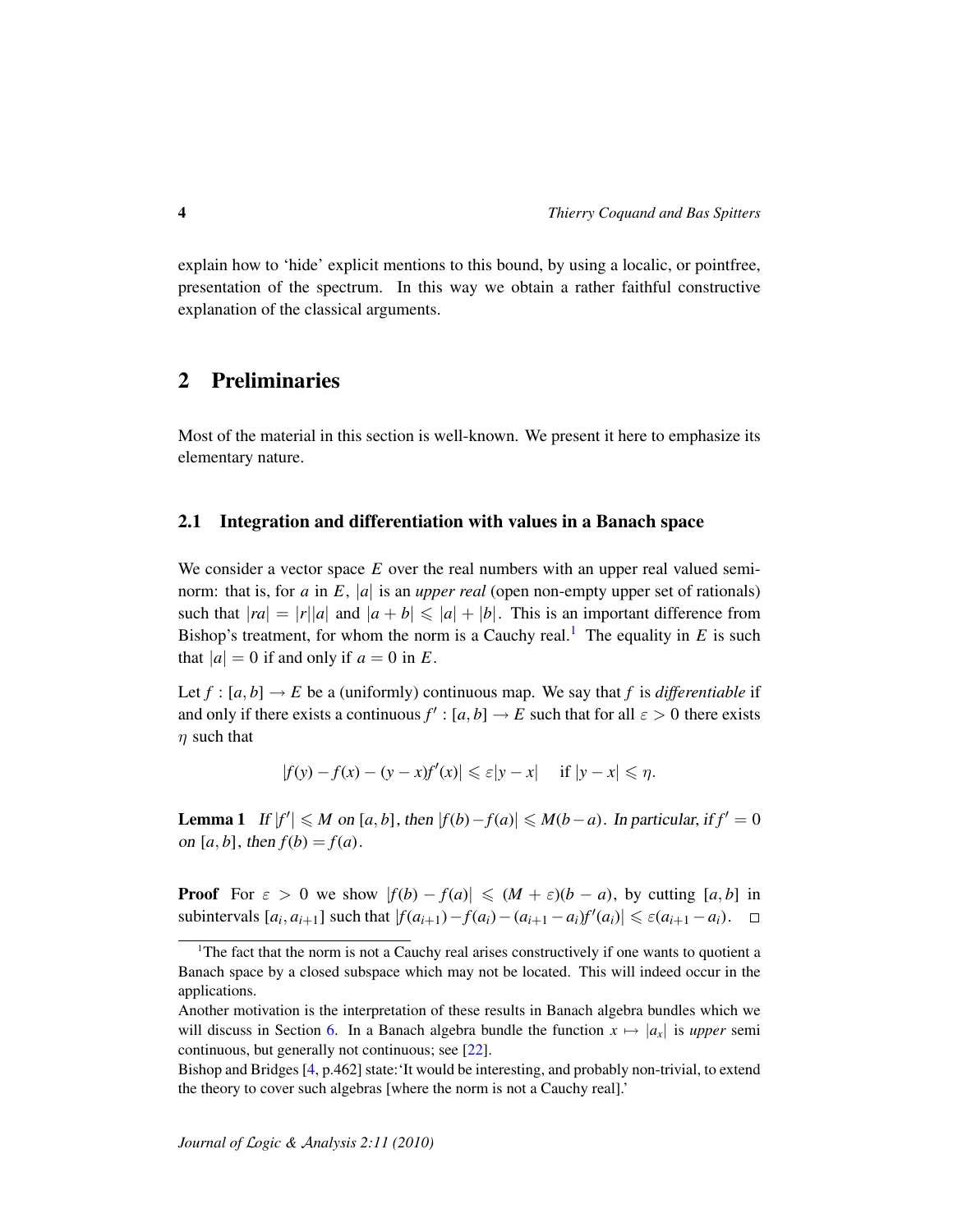explain how to 'hide' explicit mentions to this bound, by using a localic, or pointfree, presentation of the spectrum. In this way we obtain a rather faithful constructive explanation of the classical arguments.

## 2 Preliminaries

Most of the material in this section is well-known. We present it here to emphasize its elementary nature.

### 2.1 Integration and differentiation with values in a Banach space

We consider a vector space $E$ over the real numbers with an upper real valued semi-norm: that is, for $a$ in $E$, $|a|$ is an *upper real* (open non-empty upper set of rationals) such that $|ra| = |r||a|$ and $|a + b| \leqslant |a| + |b|$. This is an important difference from Bishop's treatment, for whom the norm is a Cauchy real.[1] The equality in $E$ is such that $|a| = 0$ if and only if $a = 0$ in $E$.

Let $f : [a, b] \to E$ be a (uniformly) continuous map. We say that $f$ is *differentiable* if and only if there exists a continuous $f' : [a, b] \to E$ such that for all $\varepsilon > 0$ there exists $\eta$ such that

$$|f(y) - f(x) - (y - x)f'(x)| \leqslant \varepsilon|y - x| \quad \text{ if } |y - x| \leqslant \eta.$$

**Lemma 1** *If $|f'| \leqslant M$ on $[a, b]$, then $|f(b) - f(a)| \leqslant M(b - a)$. In particular, if $f' = 0$ on $[a, b]$, then $f(b) = f(a)$.*

**Proof** For $\varepsilon > 0$ we show $|f(b) - f(a)| \leqslant (M + \varepsilon)(b - a)$, by cutting $[a, b]$ in subintervals $[a_i, a_{i+1}]$ such that $|f(a_{i+1}) - f(a_i) - (a_{i+1} - a_i)f'(a_i)| \leqslant \varepsilon(a_{i+1} - a_i)$. □

---

[1] The fact that the norm is not a Cauchy real arises constructively if one wants to quotient a Banach space by a closed subspace which may not be located. This will indeed occur in the applications.

Another motivation is the interpretation of these results in Banach algebra bundles which we will discuss in Section 6. In a Banach algebra bundle the function $x \mapsto |a_x|$ is *upper* semi continuous, but generally not continuous; see [22].

Bishop and Bridges [4, p.462] state: 'It would be interesting, and probably non-trivial, to extend the theory to cover such algebras [where the norm is not a Cauchy real].'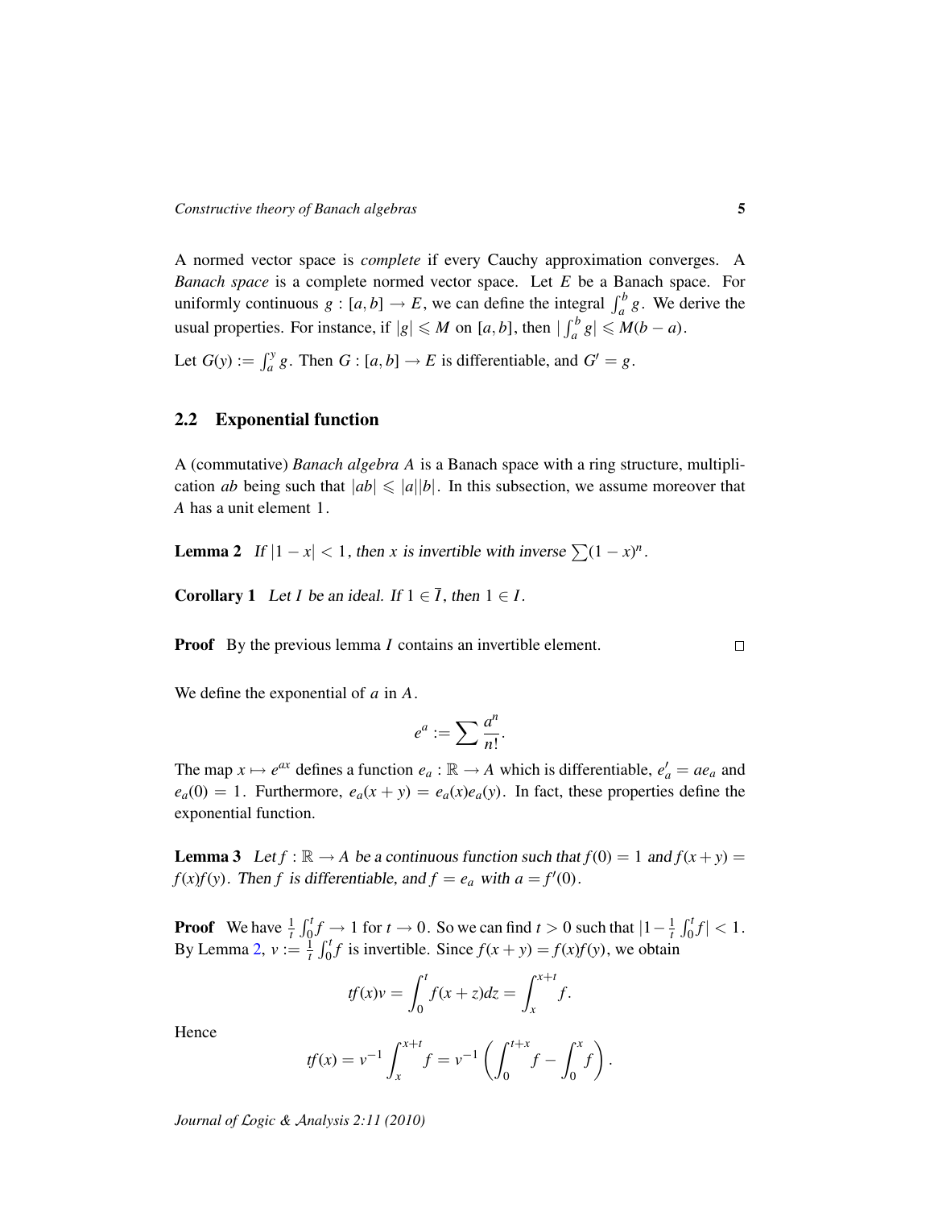A normed vector space is *complete* if every Cauchy approximation converges. A *Banach space* is a complete normed vector space. Let $E$ be a Banach space. For uniformly continuous $g : [a,b] \to E$, we can define the integral $\int_a^b g$. We derive the usual properties. For instance, if $|g| \leqslant M$ on $[a,b]$, then $|\int_a^b g| \leqslant M(b-a)$.

Let $G(y) := \int_a^y g$. Then $G : [a,b] \to E$ is differentiable, and $G' = g$.

## 2.2 Exponential function

A (commutative) *Banach algebra* $A$ is a Banach space with a ring structure, multiplication $ab$ being such that $|ab| \leqslant |a||b|$. In this subsection, we assume moreover that $A$ has a unit element $1$.

**Lemma 2** *If $|1-x| < 1$, then $x$ is invertible with inverse $\sum (1-x)^n$.*

**Corollary 1** *Let $I$ be an ideal. If $1 \in \overline{I}$, then $1 \in I$.*

**Proof** By the previous lemma $I$ contains an invertible element. □

We define the exponential of $a$ in $A$.

$$e^a := \sum \frac{a^n}{n!}.$$

The map $x \mapsto e^{ax}$ defines a function $e_a : \mathbb{R} \to A$ which is differentiable, $e_a' = ae_a$ and $e_a(0) = 1$. Furthermore, $e_a(x+y) = e_a(x)e_a(y)$. In fact, these properties define the exponential function.

**Lemma 3** *Let $f : \mathbb{R} \to A$ be a continuous function such that $f(0) = 1$ and $f(x+y) = f(x)f(y)$. Then $f$ is differentiable, and $f = e_a$ with $a = f'(0)$.*

**Proof** We have $\frac{1}{t}\int_0^t f \to 1$ for $t \to 0$. So we can find $t > 0$ such that $|1 - \frac{1}{t}\int_0^t f| < 1$. By Lemma 2, $v := \frac{1}{t}\int_0^t f$ is invertible. Since $f(x+y) = f(x)f(y)$, we obtain

$$tf(x)v = \int_0^t f(x+z)dz = \int_x^{x+t} f.$$

Hence

$$tf(x) = v^{-1}\int_x^{x+t} f = v^{-1}\left(\int_0^{t+x} f - \int_0^x f\right).$$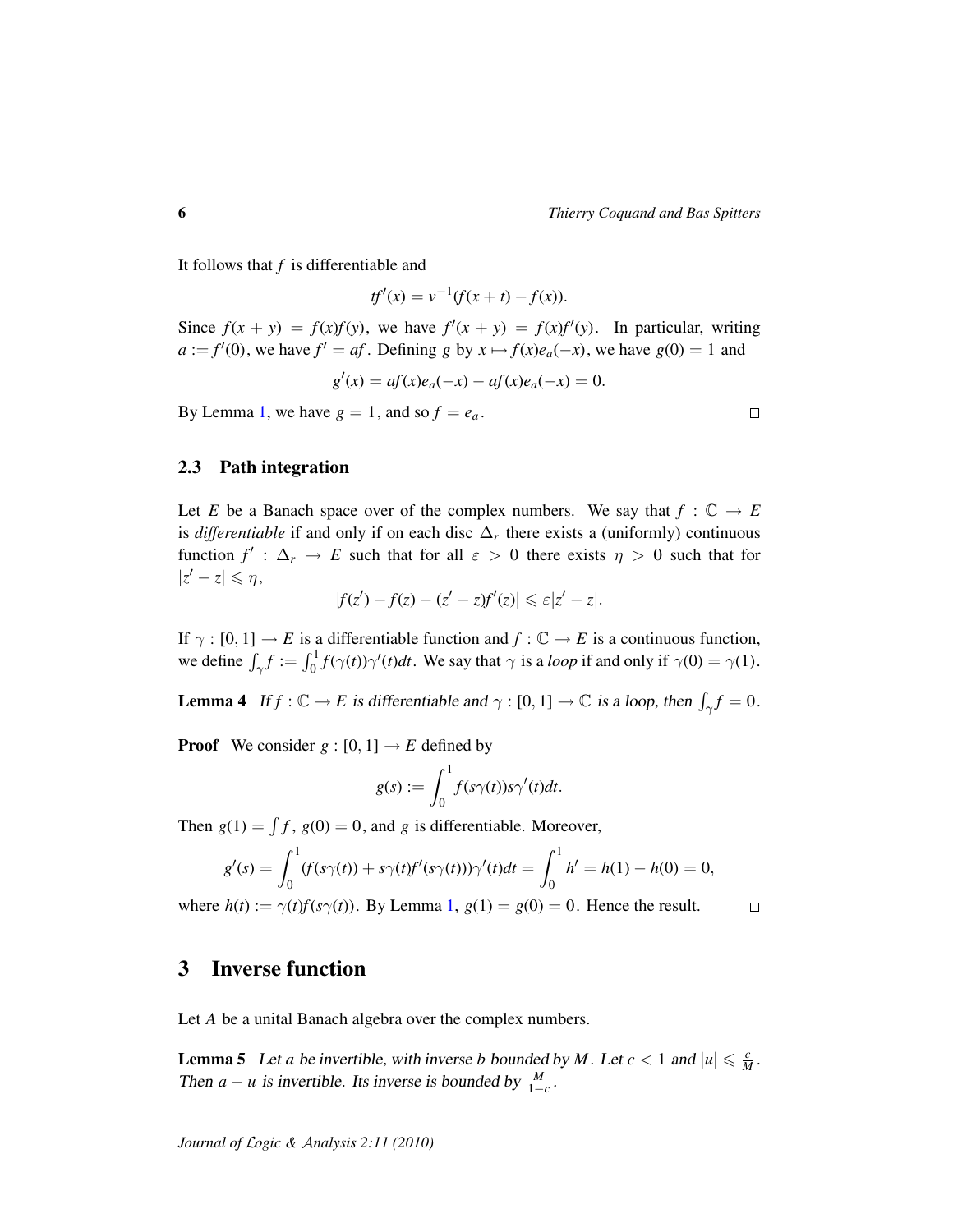It follows that $f$ is differentiable and

$$tf'(x) = v^{-1}(f(x+t) - f(x)).$$

Since $f(x+y) = f(x)f(y)$, we have $f'(x+y) = f(x)f'(y)$. In particular, writing $a := f'(0)$, we have $f' = af$. Defining $g$ by $x \mapsto f(x)e_a(-x)$, we have $g(0) = 1$ and

$$g'(x) = af(x)e_a(-x) - af(x)e_a(-x) = 0.$$

By Lemma 1, we have $g = 1$, and so $f = e_a$. □

## 2.3 Path integration

Let $E$ be a Banach space over of the complex numbers. We say that $f : \mathbb{C} \to E$ is *differentiable* if and only if on each disc $\Delta_r$ there exists a (uniformly) continuous function $f' : \Delta_r \to E$ such that for all $\varepsilon > 0$ there exists $\eta > 0$ such that for $|z' - z| \leqslant \eta$,

$$|f(z') - f(z) - (z' - z)f'(z)| \leqslant \varepsilon |z' - z|.$$

If $\gamma : [0,1] \to E$ is a differentiable function and $f : \mathbb{C} \to E$ is a continuous function, we define $\int_\gamma f := \int_0^1 f(\gamma(t))\gamma'(t)dt$. We say that $\gamma$ is a *loop* if and only if $\gamma(0) = \gamma(1)$.

**Lemma 4** *If $f : \mathbb{C} \to E$ is differentiable and $\gamma : [0,1] \to \mathbb{C}$ is a loop, then $\int_\gamma f = 0$.*

**Proof** We consider $g : [0,1] \to E$ defined by

$$g(s) := \int_0^1 f(s\gamma(t))s\gamma'(t)dt.$$

Then $g(1) = \int f$, $g(0) = 0$, and $g$ is differentiable. Moreover,

$$g'(s) = \int_0^1 (f(s\gamma(t)) + s\gamma(t)f'(s\gamma(t)))\gamma'(t)dt = \int_0^1 h' = h(1) - h(0) = 0,$$

where $h(t) := \gamma(t)f(s\gamma(t))$. By Lemma 1, $g(1) = g(0) = 0$. Hence the result. □

# 3 Inverse function

Let $A$ be a unital Banach algebra over the complex numbers.

**Lemma 5** *Let $a$ be invertible, with inverse $b$ bounded by $M$. Let $c < 1$ and $|u| \leqslant \frac{c}{M}$. Then $a - u$ is invertible. Its inverse is bounded by $\frac{M}{1-c}$.*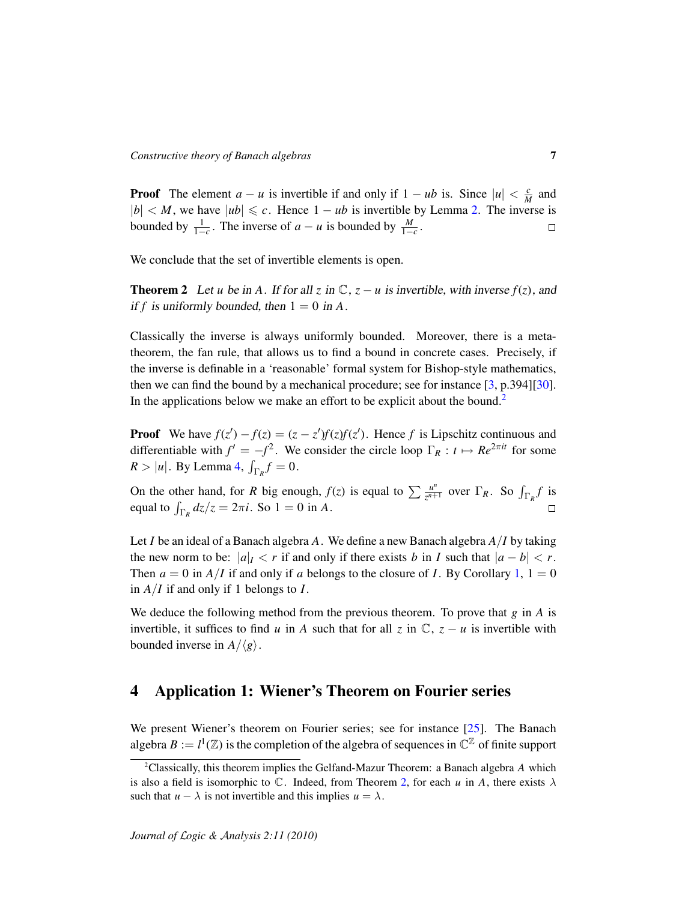**Proof** The element $a - u$ is invertible if and only if $1 - ub$ is. Since $|u| < \frac{c}{M}$ and $|b| < M$, we have $|ub| \leqslant c$. Hence $1 - ub$ is invertible by Lemma 2. The inverse is bounded by $\frac{1}{1-c}$. The inverse of $a - u$ is bounded by $\frac{M}{1-c}$. □

We conclude that the set of invertible elements is open.

**Theorem 2** *Let $u$ be in $A$. If for all $z$ in $\mathbb{C}$, $z - u$ is invertible, with inverse $f(z)$, and if $f$ is uniformly bounded, then $1 = 0$ in $A$.*

Classically the inverse is always uniformly bounded. Moreover, there is a meta-theorem, the fan rule, that allows us to find a bound in concrete cases. Precisely, if the inverse is definable in a 'reasonable' formal system for Bishop-style mathematics, then we can find the bound by a mechanical procedure; see for instance [3, p.394][30]. In the applications below we make an effort to be explicit about the bound.[2]

**Proof** We have $f(z') - f(z) = (z - z')f(z)f(z')$. Hence $f$ is Lipschitz continuous and differentiable with $f' = -f^2$. We consider the circle loop $\Gamma_R : t \mapsto Re^{2\pi i t}$ for some $R > |u|$. By Lemma 4, $\int_{\Gamma_R} f = 0$.

On the other hand, for $R$ big enough, $f(z)$ is equal to $\sum \frac{u^n}{z^{n+1}}$ over $\Gamma_R$. So $\int_{\Gamma_R} f$ is equal to $\int_{\Gamma_R} dz/z = 2\pi i$. So $1 = 0$ in $A$. □

Let $I$ be an ideal of a Banach algebra $A$. We define a new Banach algebra $A/I$ by taking the new norm to be: $|a|_I < r$ if and only if there exists $b$ in $I$ such that $|a - b| < r$. Then $a = 0$ in $A/I$ if and only if $a$ belongs to the closure of $I$. By Corollary 1, $1 = 0$ in $A/I$ if and only if 1 belongs to $I$.

We deduce the following method from the previous theorem. To prove that $g$ in $A$ is invertible, it suffices to find $u$ in $A$ such that for all $z$ in $\mathbb{C}$, $z - u$ is invertible with bounded inverse in $A/\langle g\rangle$.

## 4 Application 1: Wiener's Theorem on Fourier series

We present Wiener's theorem on Fourier series; see for instance [25]. The Banach algebra $B := l^1(\mathbb{Z})$ is the completion of the algebra of sequences in $\mathbb{C}^{\mathbb{Z}}$ of finite support

[2] Classically, this theorem implies the Gelfand-Mazur Theorem: a Banach algebra $A$ which is also a field is isomorphic to $\mathbb{C}$. Indeed, from Theorem 2, for each $u$ in $A$, there exists $\lambda$ such that $u - \lambda$ is not invertible and this implies $u = \lambda$.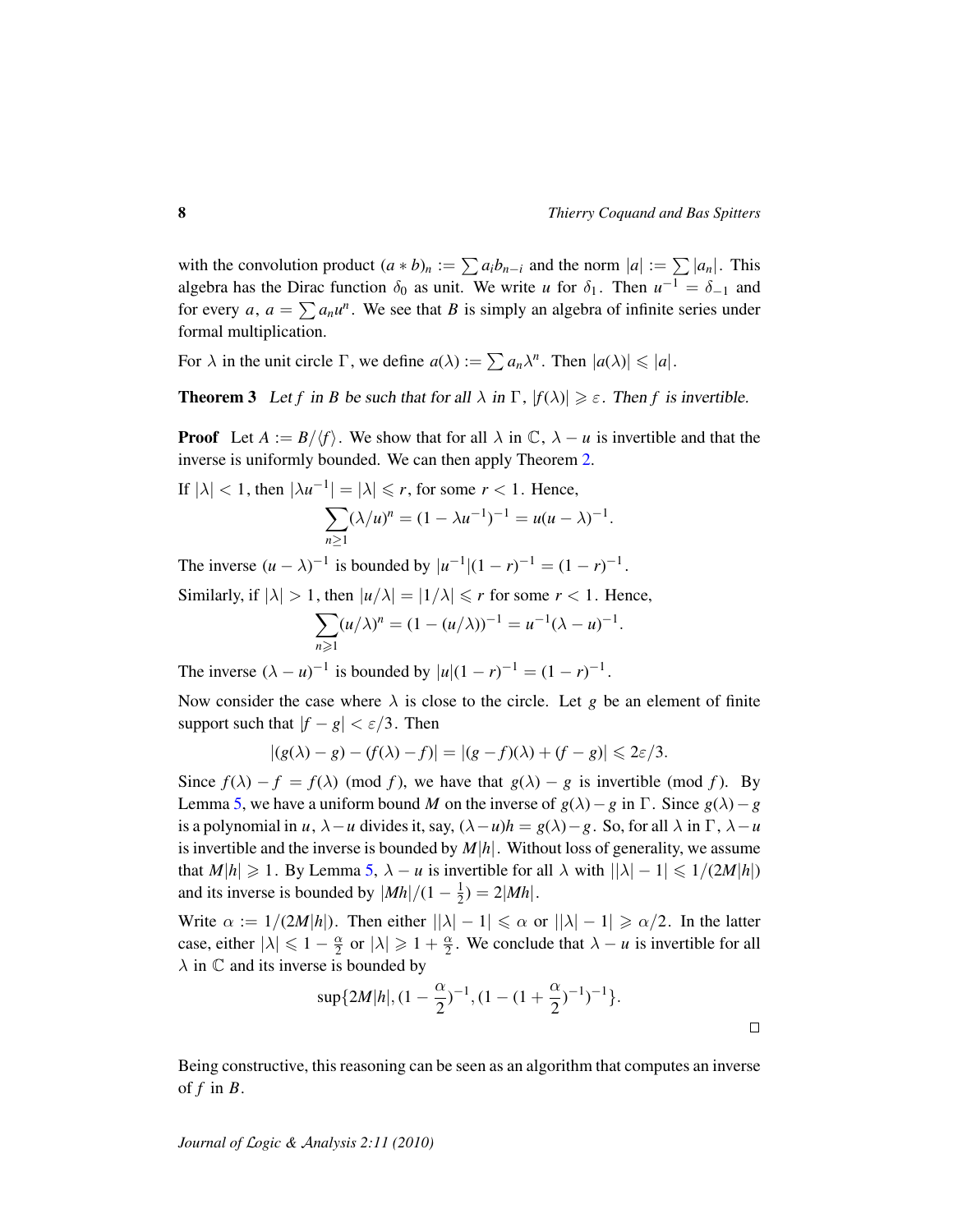with the convolution product $(a * b)_n := \sum a_i b_{n-i}$ and the norm $|a| := \sum |a_n|$. This algebra has the Dirac function $\delta_0$ as unit. We write $u$ for $\delta_1$. Then $u^{-1} = \delta_{-1}$ and for every $a$, $a = \sum a_n u^n$. We see that $B$ is simply an algebra of infinite series under formal multiplication.

For $\lambda$ in the unit circle $\Gamma$, we define $a(\lambda) := \sum a_n \lambda^n$. Then $|a(\lambda)| \leqslant |a|$.

**Theorem 3** *Let $f$ in $B$ be such that for all $\lambda$ in $\Gamma$, $|f(\lambda)| \geqslant \varepsilon$. Then $f$ is invertible.*

**Proof** Let $A := B/\langle f \rangle$. We show that for all $\lambda$ in $\mathbb{C}$, $\lambda - u$ is invertible and that the inverse is uniformly bounded. We can then apply Theorem 2.

If $|\lambda| < 1$, then $|\lambda u^{-1}| = |\lambda| \leqslant r$, for some $r < 1$. Hence,

$$\sum_{n \geq 1} (\lambda/u)^n = (1 - \lambda u^{-1})^{-1} = u(u - \lambda)^{-1}.$$

The inverse $(u - \lambda)^{-1}$ is bounded by $|u^{-1}|(1 - r)^{-1} = (1 - r)^{-1}$.

Similarly, if $|\lambda| > 1$, then $|u/\lambda| = |1/\lambda| \leqslant r$ for some $r < 1$. Hence,

$$\sum_{n \geqslant 1} (u/\lambda)^n = (1 - (u/\lambda))^{-1} = u^{-1}(\lambda - u)^{-1}.$$

The inverse $(\lambda - u)^{-1}$ is bounded by $|u|(1 - r)^{-1} = (1 - r)^{-1}$.

Now consider the case where $\lambda$ is close to the circle. Let $g$ be an element of finite support such that $|f - g| < \varepsilon/3$. Then

$$|(g(\lambda) - g) - (f(\lambda) - f)| = |(g - f)(\lambda) + (f - g)| \leqslant 2\varepsilon/3.$$

Since $f(\lambda) - f = f(\lambda) \pmod f$, we have that $g(\lambda) - g$ is invertible $(\text{mod } f)$. By Lemma 5, we have a uniform bound $M$ on the inverse of $g(\lambda) - g$ in $\Gamma$. Since $g(\lambda) - g$ is a polynomial in $u$, $\lambda - u$ divides it, say, $(\lambda - u)h = g(\lambda) - g$. So, for all $\lambda$ in $\Gamma$, $\lambda - u$ is invertible and the inverse is bounded by $M|h|$. Without loss of generality, we assume that $M|h| \geqslant 1$. By Lemma 5, $\lambda - u$ is invertible for all $\lambda$ with $||\lambda| - 1| \leqslant 1/(2M|h|)$ and its inverse is bounded by $|Mh|/(1 - \frac{1}{2}) = 2|Mh|$.

Write $\alpha := 1/(2M|h|)$. Then either $||\lambda| - 1| \leqslant \alpha$ or $||\lambda| - 1| \geqslant \alpha/2$. In the latter case, either $|\lambda| \leqslant 1 - \frac{\alpha}{2}$ or $|\lambda| \geqslant 1 + \frac{\alpha}{2}$. We conclude that $\lambda - u$ is invertible for all $\lambda$ in $\mathbb{C}$ and its inverse is bounded by

$$\sup\{2M|h|, (1 - \frac{\alpha}{2})^{-1}, (1 - (1 + \frac{\alpha}{2})^{-1})^{-1}\}.$$

□

Being constructive, this reasoning can be seen as an algorithm that computes an inverse of $f$ in $B$.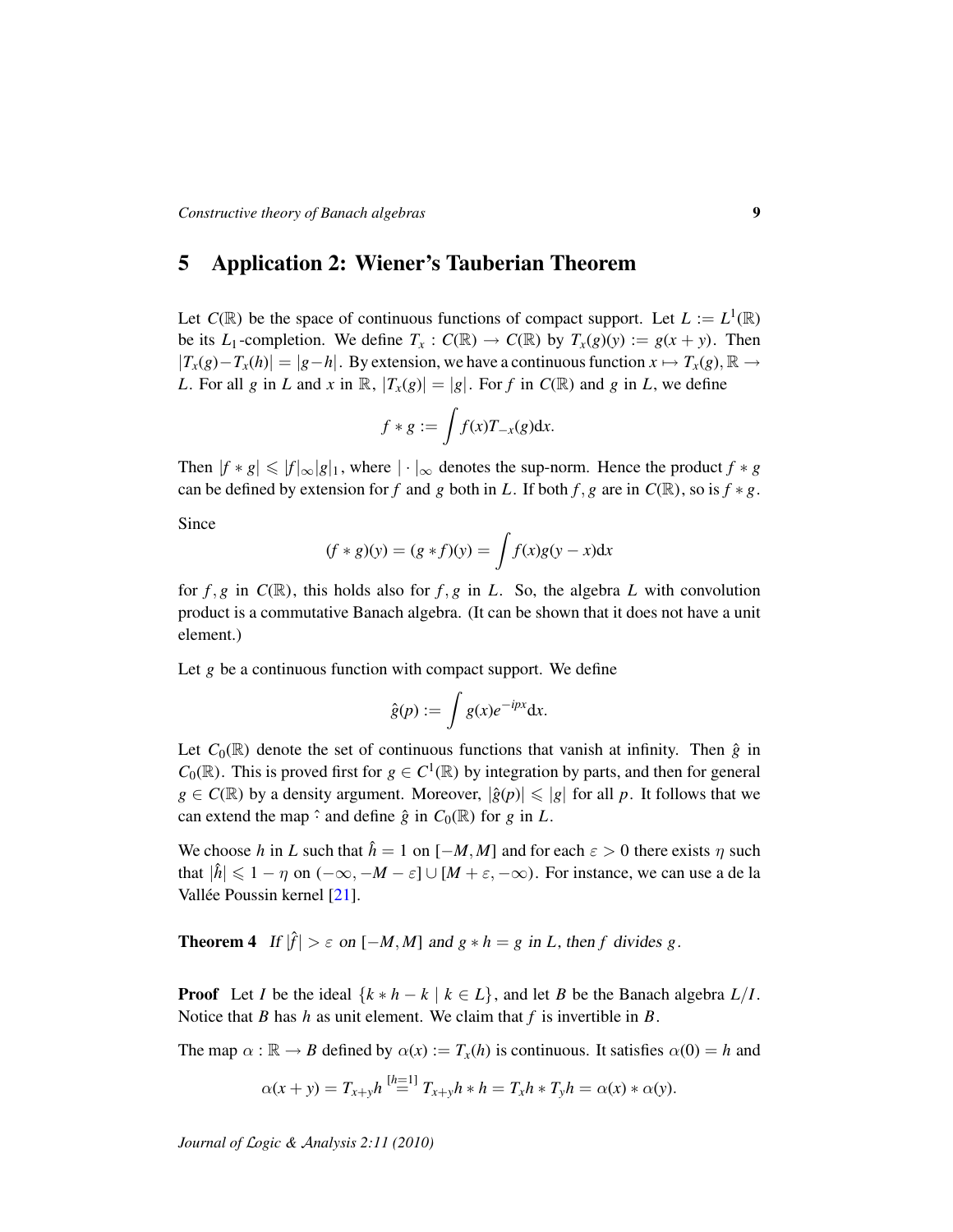## 5 Application 2: Wiener's Tauberian Theorem

Let $C(\mathbb{R})$ be the space of continuous functions of compact support. Let $L := L^1(\mathbb{R})$ be its $L_1$-completion. We define $T_x : C(\mathbb{R}) \to C(\mathbb{R})$ by $T_x(g)(y) := g(x+y)$. Then $|T_x(g) - T_x(h)| = |g-h|$. By extension, we have a continuous function $x \mapsto T_x(g), \mathbb{R} \to L$. For all $g$ in $L$ and $x$ in $\mathbb{R}$, $|T_x(g)| = |g|$. For $f$ in $C(\mathbb{R})$ and $g$ in $L$, we define

$$f * g := \int f(x) T_{-x}(g) \mathrm{d}x.$$

Then $|f * g| \leqslant |f|_\infty |g|_1$, where $|\cdot|_\infty$ denotes the sup-norm. Hence the product $f * g$ can be defined by extension for $f$ and $g$ both in $L$. If both $f, g$ are in $C(\mathbb{R})$, so is $f * g$.

Since

$$(f * g)(y) = (g * f)(y) = \int f(x) g(y-x) \mathrm{d}x$$

for $f, g$ in $C(\mathbb{R})$, this holds also for $f, g$ in $L$. So, the algebra $L$ with convolution product is a commutative Banach algebra. (It can be shown that it does not have a unit element.)

Let $g$ be a continuous function with compact support. We define

$$\hat{g}(p) := \int g(x) e^{-ipx} \mathrm{d}x.$$

Let $C_0(\mathbb{R})$ denote the set of continuous functions that vanish at infinity. Then $\hat{g}$ in $C_0(\mathbb{R})$. This is proved first for $g \in C^1(\mathbb{R})$ by integration by parts, and then for general $g \in C(\mathbb{R})$ by a density argument. Moreover, $|\hat{g}(p)| \leqslant |g|$ for all $p$. It follows that we can extend the map $\hat{\ }$ and define $\hat{g}$ in $C_0(\mathbb{R})$ for $g$ in $L$.

We choose $h$ in $L$ such that $\hat{h} = 1$ on $[-M, M]$ and for each $\varepsilon > 0$ there exists $\eta$ such that $|\hat{h}| \leqslant 1 - \eta$ on $(-\infty, -M-\varepsilon] \cup [M+\varepsilon, -\infty)$. For instance, we can use a de la Vallée Poussin kernel [21].

**Theorem 4** *If $|\hat{f}| > \varepsilon$ on $[-M, M]$ and $g * h = g$ in $L$, then $f$ divides $g$.*

**Proof** Let $I$ be the ideal $\{k * h - k \mid k \in L\}$, and let $B$ be the Banach algebra $L/I$. Notice that $B$ has $h$ as unit element. We claim that $f$ is invertible in $B$.

The map $\alpha : \mathbb{R} \to B$ defined by $\alpha(x) := T_x(h)$ is continuous. It satisfies $\alpha(0) = h$ and

$$\alpha(x+y) = T_{x+y}h \overset{[h=1]}{=} T_{x+y}h * h = T_x h * T_y h = \alpha(x) * \alpha(y).$$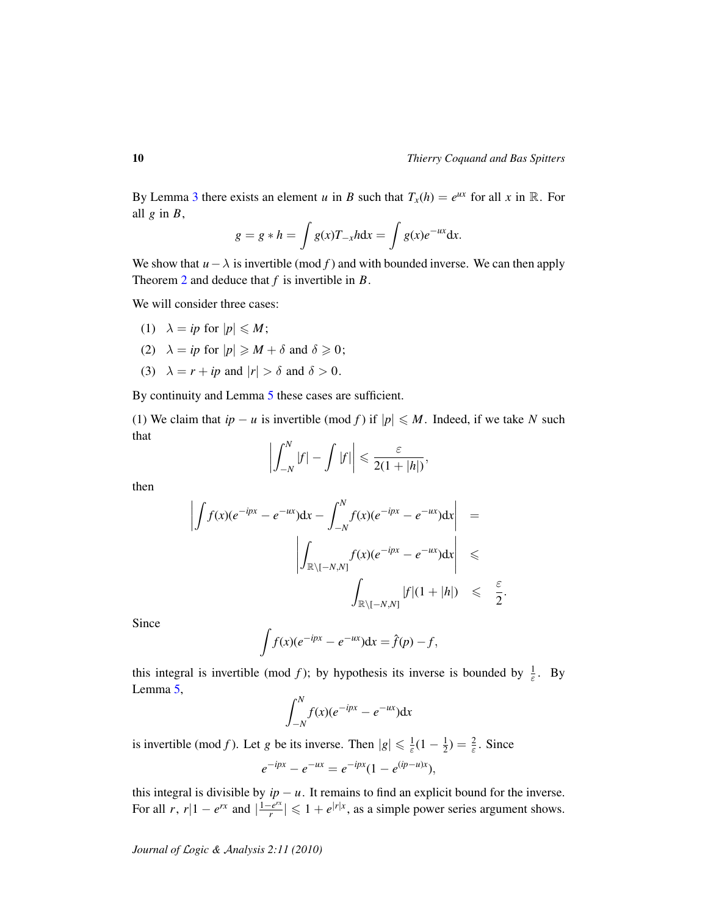By Lemma 3 there exists an element $u$ in $B$ such that $T_x(h) = e^{ux}$ for all $x$ in $\mathbb{R}$. For all $g$ in $B$,

$$g = g * h = \int g(x)T_{-x}h\mathrm{d}x = \int g(x)e^{-ux}\mathrm{d}x.$$

We show that $u - \lambda$ is invertible (mod $f$) and with bounded inverse. We can then apply Theorem 2 and deduce that $f$ is invertible in $B$.

We will consider three cases:

1. $\lambda = ip$ for $|p| \leqslant M$;
2. $\lambda = ip$ for $|p| \geqslant M + \delta$ and $\delta \geqslant 0$;
3. $\lambda = r + ip$ and $|r| > \delta$ and $\delta > 0$.

By continuity and Lemma 5 these cases are sufficient.

(1) We claim that $ip - u$ is invertible (mod $f$) if $|p| \leqslant M$. Indeed, if we take $N$ such that

$$\left|\int_{-N}^{N} |f| - \int |f|\right| \leqslant \frac{\varepsilon}{2(1+|h|)},$$

then

$$\begin{aligned}\left|\int f(x)(e^{-ipx} - e^{-ux})\mathrm{d}x - \int_{-N}^{N} f(x)(e^{-ipx} - e^{-ux})\mathrm{d}x\right| &= \\ \left|\int_{\mathbb{R}\setminus[-N,N]} f(x)(e^{-ipx} - e^{-ux})\mathrm{d}x\right| &\leqslant \\ \int_{\mathbb{R}\setminus[-N,N]} |f|(1+|h|) &\leqslant \frac{\varepsilon}{2}.\end{aligned}$$

Since

$$\int f(x)(e^{-ipx} - e^{-ux})\mathrm{d}x = \hat{f}(p) - f,$$

this integral is invertible (mod $f$); by hypothesis its inverse is bounded by $\frac{1}{\varepsilon}$. By Lemma 5,

$$\int_{-N}^{N} f(x)(e^{-ipx} - e^{-ux})\mathrm{d}x$$

is invertible (mod $f$). Let $g$ be its inverse. Then $|g| \leqslant \frac{1}{\varepsilon}(1 - \frac{1}{2}) = \frac{2}{\varepsilon}$. Since

$$e^{-ipx} - e^{-ux} = e^{-ipx}(1 - e^{(ip-u)x}),$$

this integral is divisible by $ip - u$. It remains to find an explicit bound for the inverse. For all $r$, $r|1 - e^{rx}$ and $|\frac{1-e^{rx}}{r}| \leqslant 1 + e^{|r|x}$, as a simple power series argument shows.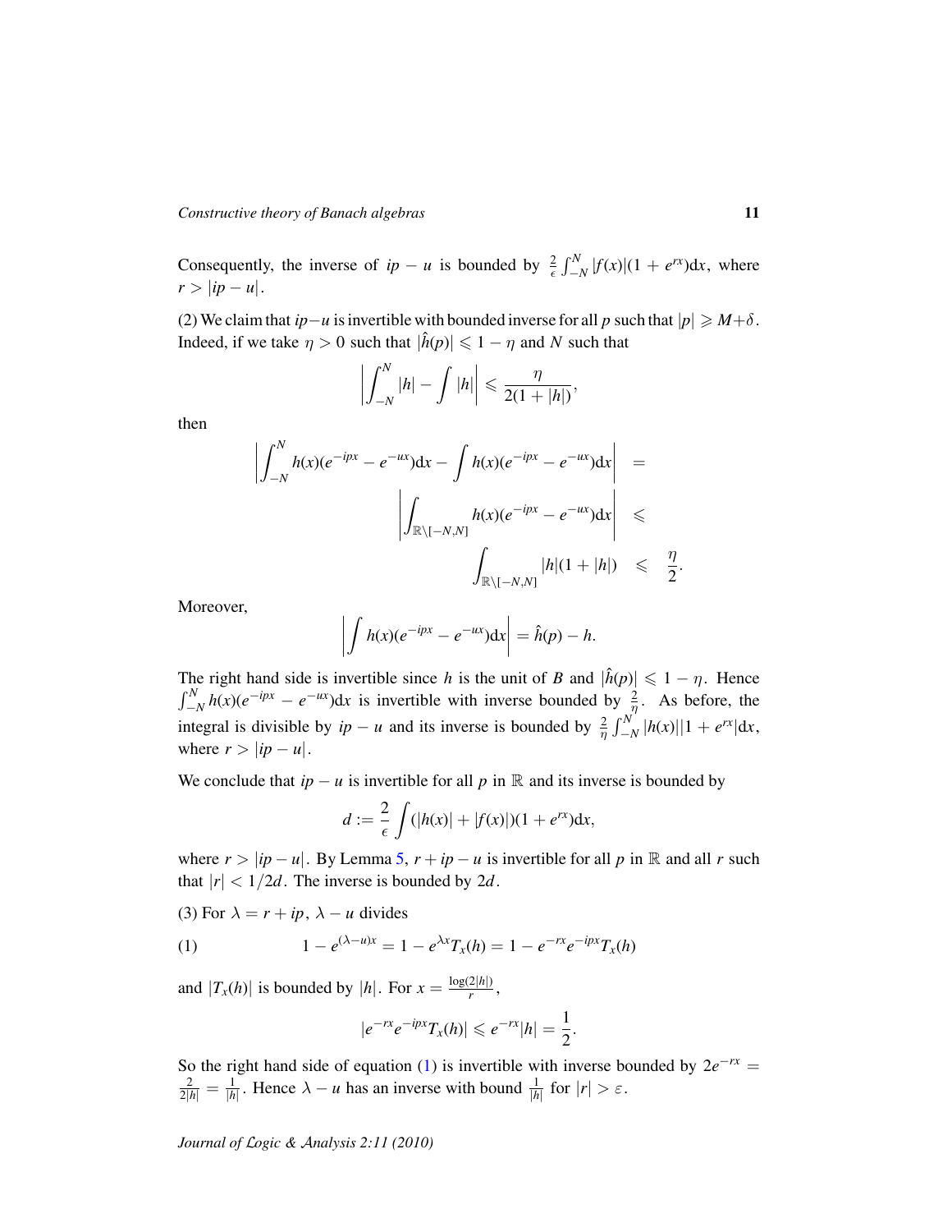Consequently, the inverse of $ip - u$ is bounded by $\frac{2}{\epsilon}\int_{-N}^{N}|f(x)|(1 + e^{rx})\mathrm{d}x$, where $r > |ip - u|$.

(2) We claim that $ip-u$ is invertible with bounded inverse for all $p$ such that $|p| \geqslant M+\delta$. Indeed, if we take $\eta > 0$ such that $|\hat{h}(p)| \leqslant 1 - \eta$ and $N$ such that

$$\left|\int_{-N}^{N}|h| - \int |h|\right| \leqslant \frac{\eta}{2(1 + |h|)},$$

then

$$\begin{aligned}
\left|\int_{-N}^{N} h(x)(e^{-ipx} - e^{-ux})\mathrm{d}x - \int h(x)(e^{-ipx} - e^{-ux})\mathrm{d}x\right| &= \\
\left|\int_{\mathbb{R}\setminus[-N,N]} h(x)(e^{-ipx} - e^{-ux})\mathrm{d}x\right| &\leqslant \\
\int_{\mathbb{R}\setminus[-N,N]} |h|(1 + |h|) &\leqslant \frac{\eta}{2}.
\end{aligned}$$

Moreover,

$$\left|\int h(x)(e^{-ipx} - e^{-ux})\mathrm{d}x\right| = \hat{h}(p) - h.$$

The right hand side is invertible since $h$ is the unit of $B$ and $|\hat{h}(p)| \leqslant 1 - \eta$. Hence $\int_{-N}^{N} h(x)(e^{-ipx} - e^{-ux})\mathrm{d}x$ is invertible with inverse bounded by $\frac{2}{\eta}$. As before, the integral is divisible by $ip - u$ and its inverse is bounded by $\frac{2}{\eta}\int_{-N}^{N}|h(x)||1 + e^{rx}|\mathrm{d}x$, where $r > |ip - u|$.

We conclude that $ip - u$ is invertible for all $p$ in $\mathbb{R}$ and its inverse is bounded by

$$d := \frac{2}{\epsilon}\int(|h(x)| + |f(x)|)(1 + e^{rx})\mathrm{d}x,$$

where $r > |ip - u|$. By Lemma 5, $r + ip - u$ is invertible for all $p$ in $\mathbb{R}$ and all $r$ such that $|r| < 1/2d$. The inverse is bounded by $2d$.

(3) For $\lambda = r + ip$, $\lambda - u$ divides

$$(1) \qquad 1 - e^{(\lambda-u)x} = 1 - e^{\lambda x}T_x(h) = 1 - e^{-rx}e^{-ipx}T_x(h)$$

and $|T_x(h)|$ is bounded by $|h|$. For $x = \frac{\log(2|h|)}{r}$,

$$|e^{-rx}e^{-ipx}T_x(h)| \leqslant e^{-rx}|h| = \frac{1}{2}.$$

So the right hand side of equation (1) is invertible with inverse bounded by $2e^{-rx} = \frac{2}{2|h|} = \frac{1}{|h|}$. Hence $\lambda - u$ has an inverse with bound $\frac{1}{|h|}$ for $|r| > \varepsilon$.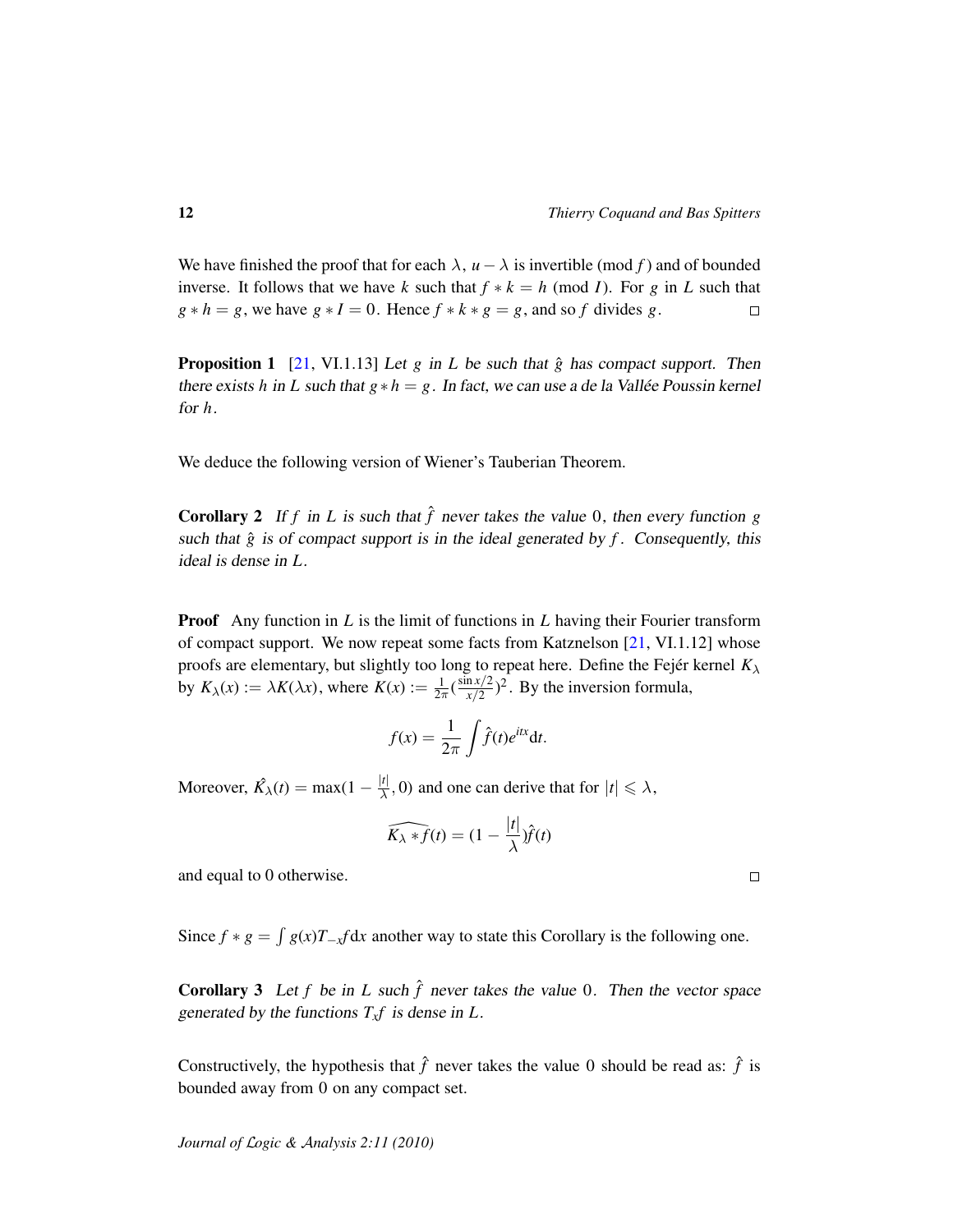We have finished the proof that for each $\lambda$, $u - \lambda$ is invertible (mod $f$) and of bounded inverse. It follows that we have $k$ such that $f * k = h$ (mod $I$). For $g$ in $L$ such that $g * h = g$, we have $g * I = 0$. Hence $f * k * g = g$, and so $f$ divides $g$. □

**Proposition 1** [21, VI.1.13] *Let $g$ in $L$ be such that $\hat{g}$ has compact support. Then there exists $h$ in $L$ such that $g * h = g$. In fact, we can use a de la Vallée Poussin kernel for $h$.*

We deduce the following version of Wiener's Tauberian Theorem.

**Corollary 2** *If $f$ in $L$ is such that $\hat{f}$ never takes the value $0$, then every function $g$ such that $\hat{g}$ is of compact support is in the ideal generated by $f$. Consequently, this ideal is dense in $L$.*

**Proof** Any function in $L$ is the limit of functions in $L$ having their Fourier transform of compact support. We now repeat some facts from Katznelson [21, VI.1.12] whose proofs are elementary, but slightly too long to repeat here. Define the Fejér kernel $K_\lambda$ by $K_\lambda(x) := \lambda K(\lambda x)$, where $K(x) := \frac{1}{2\pi}(\frac{\sin x/2}{x/2})^2$. By the inversion formula,

$$f(x) = \frac{1}{2\pi}\int \hat{f}(t)e^{itx}\mathrm{d}t.$$

Moreover, $\hat{K_\lambda}(t) = \max(1 - \frac{|t|}{\lambda}, 0)$ and one can derive that for $|t| \leqslant \lambda$,

$$\widehat{K_\lambda * f}(t) = (1 - \frac{|t|}{\lambda})\hat{f}(t)$$

and equal to 0 otherwise. □

Since $f * g = \int g(x)T_{-x}f\mathrm{d}x$ another way to state this Corollary is the following one.

**Corollary 3** *Let $f$ be in $L$ such $\hat{f}$ never takes the value $0$. Then the vector space generated by the functions $T_x f$ is dense in $L$.*

Constructively, the hypothesis that $\hat{f}$ never takes the value $0$ should be read as: $\hat{f}$ is bounded away from 0 on any compact set.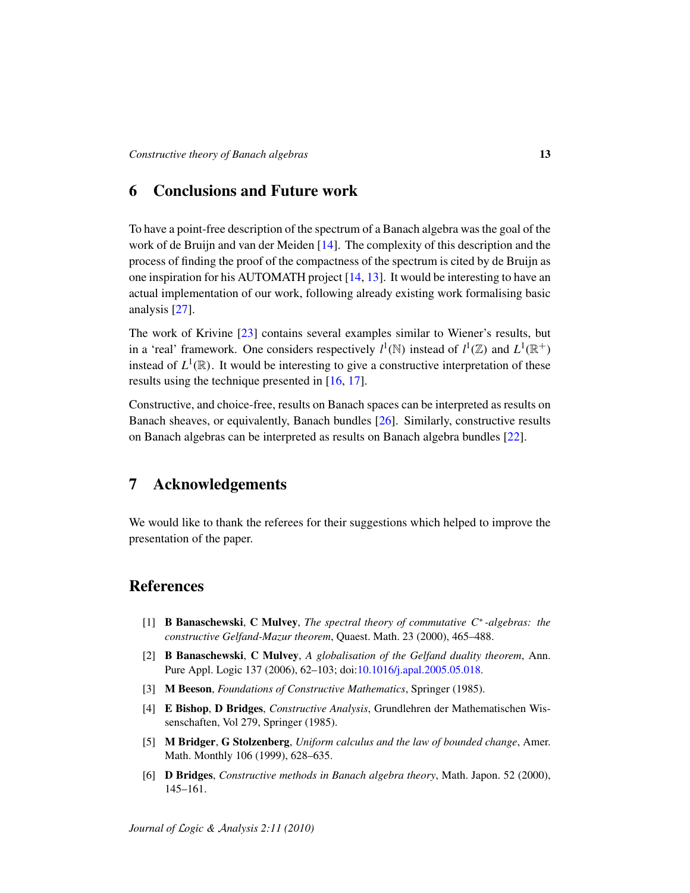## 6 Conclusions and Future work

To have a point-free description of the spectrum of a Banach algebra was the goal of the work of de Bruijn and van der Meiden [14]. The complexity of this description and the process of finding the proof of the compactness of the spectrum is cited by de Bruijn as one inspiration for his AUTOMATH project [14, 13]. It would be interesting to have an actual implementation of our work, following already existing work formalising basic analysis [27].

The work of Krivine [23] contains several examples similar to Wiener's results, but in a 'real' framework. One considers respectively $l^1(\mathbb{N})$ instead of $l^1(\mathbb{Z})$ and $L^1(\mathbb{R}^+)$ instead of $L^1(\mathbb{R})$. It would be interesting to give a constructive interpretation of these results using the technique presented in [16, 17].

Constructive, and choice-free, results on Banach spaces can be interpreted as results on Banach sheaves, or equivalently, Banach bundles [26]. Similarly, constructive results on Banach algebras can be interpreted as results on Banach algebra bundles [22].

## 7 Acknowledgements

We would like to thank the referees for their suggestions which helped to improve the presentation of the paper.

## References

[1] **B Banaschewski**, **C Mulvey**, *The spectral theory of commutative $C^*$-algebras: the constructive Gelfand-Mazur theorem*, Quaest. Math. 23 (2000), 465–488.

[2] **B Banaschewski**, **C Mulvey**, *A globalisation of the Gelfand duality theorem*, Ann. Pure Appl. Logic 137 (2006), 62–103; doi:10.1016/j.apal.2005.05.018.

[3] **M Beeson**, *Foundations of Constructive Mathematics*, Springer (1985).

[4] **E Bishop**, **D Bridges**, *Constructive Analysis*, Grundlehren der Mathematischen Wissenschaften, Vol 279, Springer (1985).

[5] **M Bridger**, **G Stolzenberg**, *Uniform calculus and the law of bounded change*, Amer. Math. Monthly 106 (1999), 628–635.

[6] **D Bridges**, *Constructive methods in Banach algebra theory*, Math. Japon. 52 (2000), 145–161.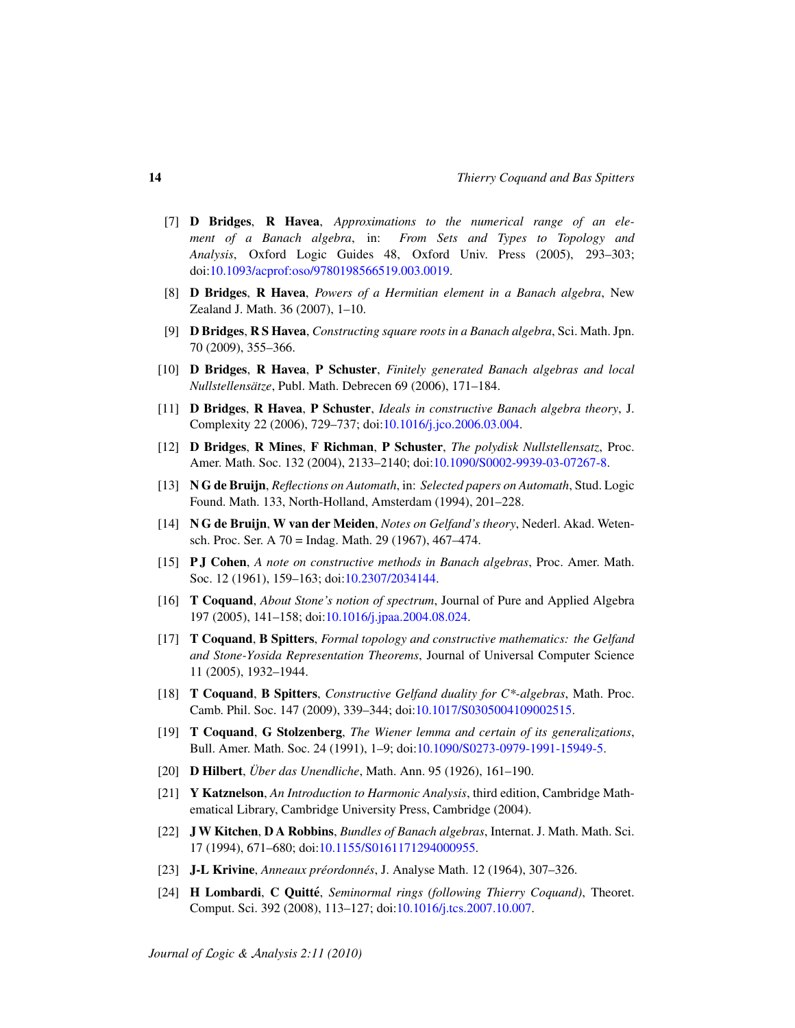[7] **D Bridges**, **R Havea**, *Approximations to the numerical range of an element of a Banach algebra*, in: *From Sets and Types to Topology and Analysis*, Oxford Logic Guides 48, Oxford Univ. Press (2005), 293–303; doi:10.1093/acprof:oso/9780198566519.003.0019.

[8] **D Bridges**, **R Havea**, *Powers of a Hermitian element in a Banach algebra*, New Zealand J. Math. 36 (2007), 1–10.

[9] **D Bridges**, **R S Havea**, *Constructing square roots in a Banach algebra*, Sci. Math. Jpn. 70 (2009), 355–366.

[10] **D Bridges**, **R Havea**, **P Schuster**, *Finitely generated Banach algebras and local Nullstellensätze*, Publ. Math. Debrecen 69 (2006), 171–184.

[11] **D Bridges**, **R Havea**, **P Schuster**, *Ideals in constructive Banach algebra theory*, J. Complexity 22 (2006), 729–737; doi:10.1016/j.jco.2006.03.004.

[12] **D Bridges**, **R Mines**, **F Richman**, **P Schuster**, *The polydisk Nullstellensatz*, Proc. Amer. Math. Soc. 132 (2004), 2133–2140; doi:10.1090/S0002-9939-03-07267-8.

[13] **N G de Bruijn**, *Reflections on Automath*, in: *Selected papers on Automath*, Stud. Logic Found. Math. 133, North-Holland, Amsterdam (1994), 201–228.

[14] **N G de Bruijn**, **W van der Meiden**, *Notes on Gelfand's theory*, Nederl. Akad. Wetensch. Proc. Ser. A 70 = Indag. Math. 29 (1967), 467–474.

[15] **P J Cohen**, *A note on constructive methods in Banach algebras*, Proc. Amer. Math. Soc. 12 (1961), 159–163; doi:10.2307/2034144.

[16] **T Coquand**, *About Stone's notion of spectrum*, Journal of Pure and Applied Algebra 197 (2005), 141–158; doi:10.1016/j.jpaa.2004.08.024.

[17] **T Coquand**, **B Spitters**, *Formal topology and constructive mathematics: the Gelfand and Stone-Yosida Representation Theorems*, Journal of Universal Computer Science 11 (2005), 1932–1944.

[18] **T Coquand**, **B Spitters**, *Constructive Gelfand duality for C\*-algebras*, Math. Proc. Camb. Phil. Soc. 147 (2009), 339–344; doi:10.1017/S0305004109002515.

[19] **T Coquand**, **G Stolzenberg**, *The Wiener lemma and certain of its generalizations*, Bull. Amer. Math. Soc. 24 (1991), 1–9; doi:10.1090/S0273-0979-1991-15949-5.

[20] **D Hilbert**, *Über das Unendliche*, Math. Ann. 95 (1926), 161–190.

[21] **Y Katznelson**, *An Introduction to Harmonic Analysis*, third edition, Cambridge Mathematical Library, Cambridge University Press, Cambridge (2004).

[22] **J W Kitchen**, **D A Robbins**, *Bundles of Banach algebras*, Internat. J. Math. Math. Sci. 17 (1994), 671–680; doi:10.1155/S0161171294000955.

[23] **J-L Krivine**, *Anneaux préordonnés*, J. Analyse Math. 12 (1964), 307–326.

[24] **H Lombardi**, **C Quitté**, *Seminormal rings (following Thierry Coquand)*, Theoret. Comput. Sci. 392 (2008), 113–127; doi:10.1016/j.tcs.2007.10.007.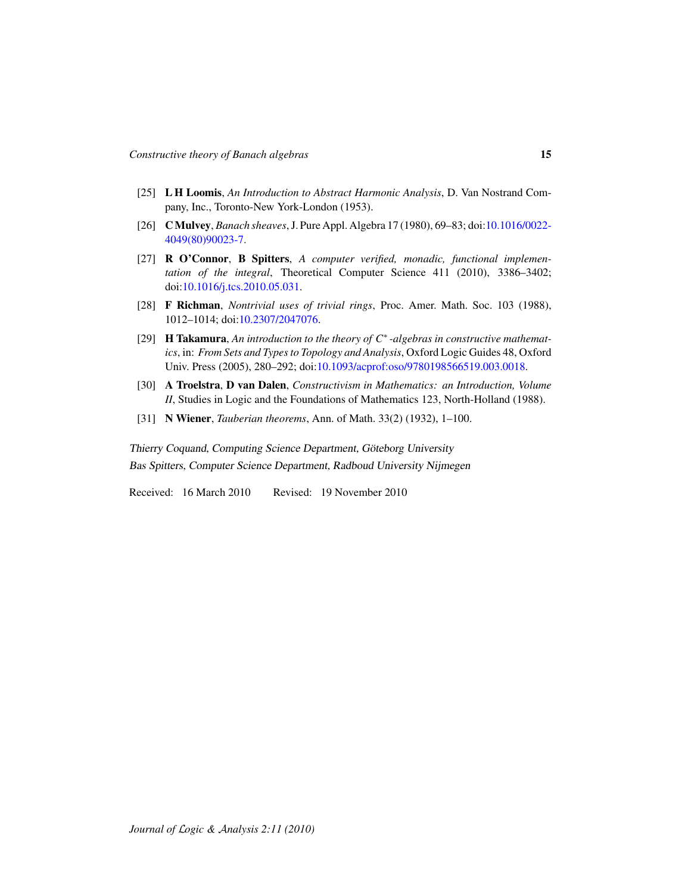[25] **L H Loomis**, *An Introduction to Abstract Harmonic Analysis*, D. Van Nostrand Company, Inc., Toronto-New York-London (1953).

[26] **C Mulvey**, *Banach sheaves*, J. Pure Appl. Algebra 17 (1980), 69–83; doi:10.1016/0022-4049(80)90023-7.

[27] **R O'Connor**, **B Spitters**, *A computer verified, monadic, functional implementation of the integral*, Theoretical Computer Science 411 (2010), 3386–3402; doi:10.1016/j.tcs.2010.05.031.

[28] **F Richman**, *Nontrivial uses of trivial rings*, Proc. Amer. Math. Soc. 103 (1988), 1012–1014; doi:10.2307/2047076.

[29] **H Takamura**, *An introduction to the theory of $C^*$-algebras in constructive mathematics*, in: *From Sets and Types to Topology and Analysis*, Oxford Logic Guides 48, Oxford Univ. Press (2005), 280–292; doi:10.1093/acprof:oso/9780198566519.003.0018.

[30] **A Troelstra**, **D van Dalen**, *Constructivism in Mathematics: an Introduction, Volume II*, Studies in Logic and the Foundations of Mathematics 123, North-Holland (1988).

[31] **N Wiener**, *Tauberian theorems*, Ann. of Math. 33(2) (1932), 1–100.

Thierry Coquand, Computing Science Department, Göteborg University

Bas Spitters, Computer Science Department, Radboud University Nijmegen

Received: 16 March 2010 Revised: 19 November 2010